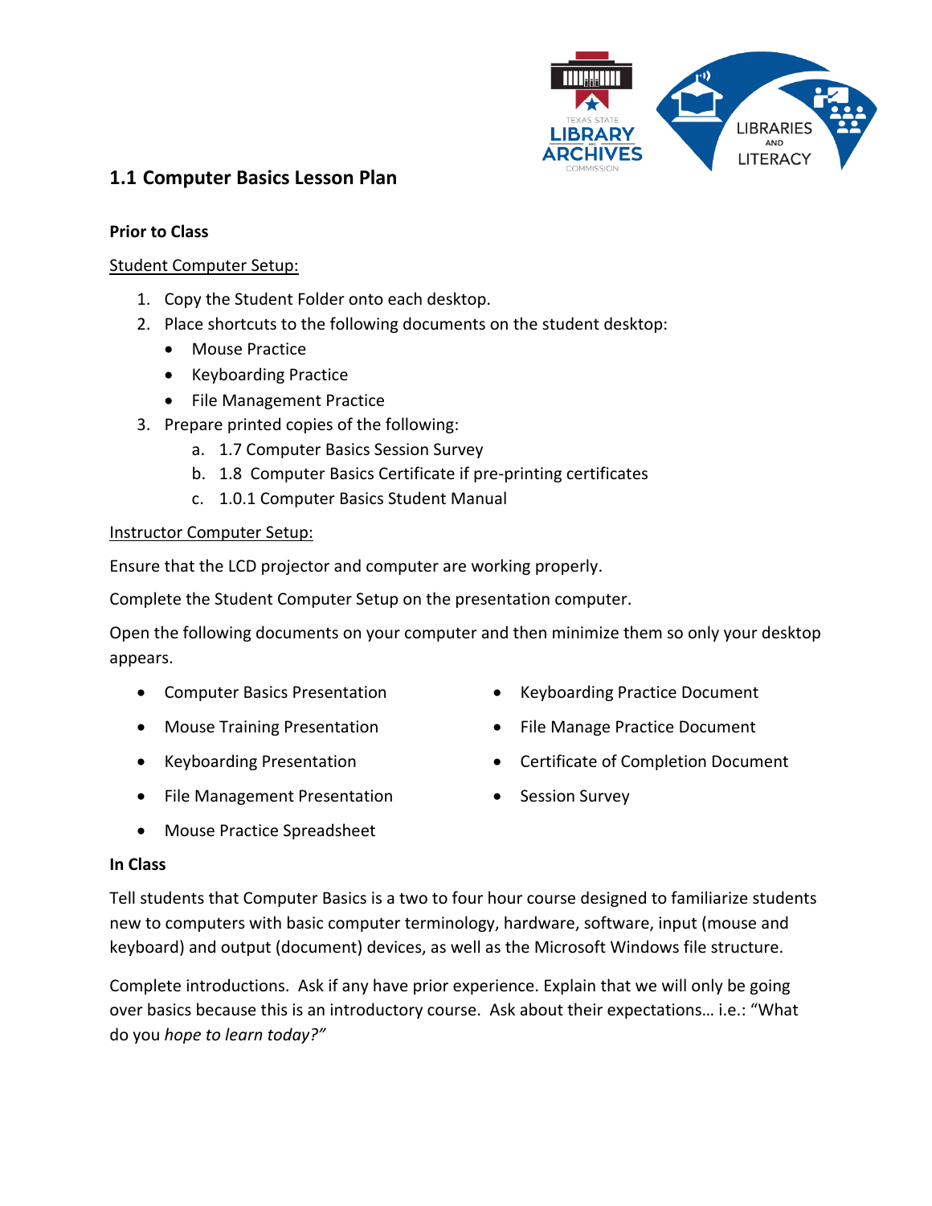## 1.1 Computer Basics Lesson Plan

**Prior to Class**

Student Computer Setup:

1. Copy the Student Folder onto each desktop.
2. Place shortcuts to the following documents on the student desktop:
   - Mouse Practice
   - Keyboarding Practice
   - File Management Practice
3. Prepare printed copies of the following:
   a. 1.7 Computer Basics Session Survey
   b. 1.8 Computer Basics Certificate if pre-printing certificates
   c. 1.0.1 Computer Basics Student Manual

Instructor Computer Setup:

Ensure that the LCD projector and computer are working properly.

Complete the Student Computer Setup on the presentation computer.

Open the following documents on your computer and then minimize them so only your desktop appears.

- Computer Basics Presentation
- Mouse Training Presentation
- Keyboarding Presentation
- File Management Presentation
- Mouse Practice Spreadsheet
- Keyboarding Practice Document
- File Manage Practice Document
- Certificate of Completion Document
- Session Survey

**In Class**

Tell students that Computer Basics is a two to four hour course designed to familiarize students new to computers with basic computer terminology, hardware, software, input (mouse and keyboard) and output (document) devices, as well as the Microsoft Windows file structure.

Complete introductions. Ask if any have prior experience. Explain that we will only be going over basics because this is an introductory course. Ask about their expectations… i.e.: "What do you *hope to learn today?"*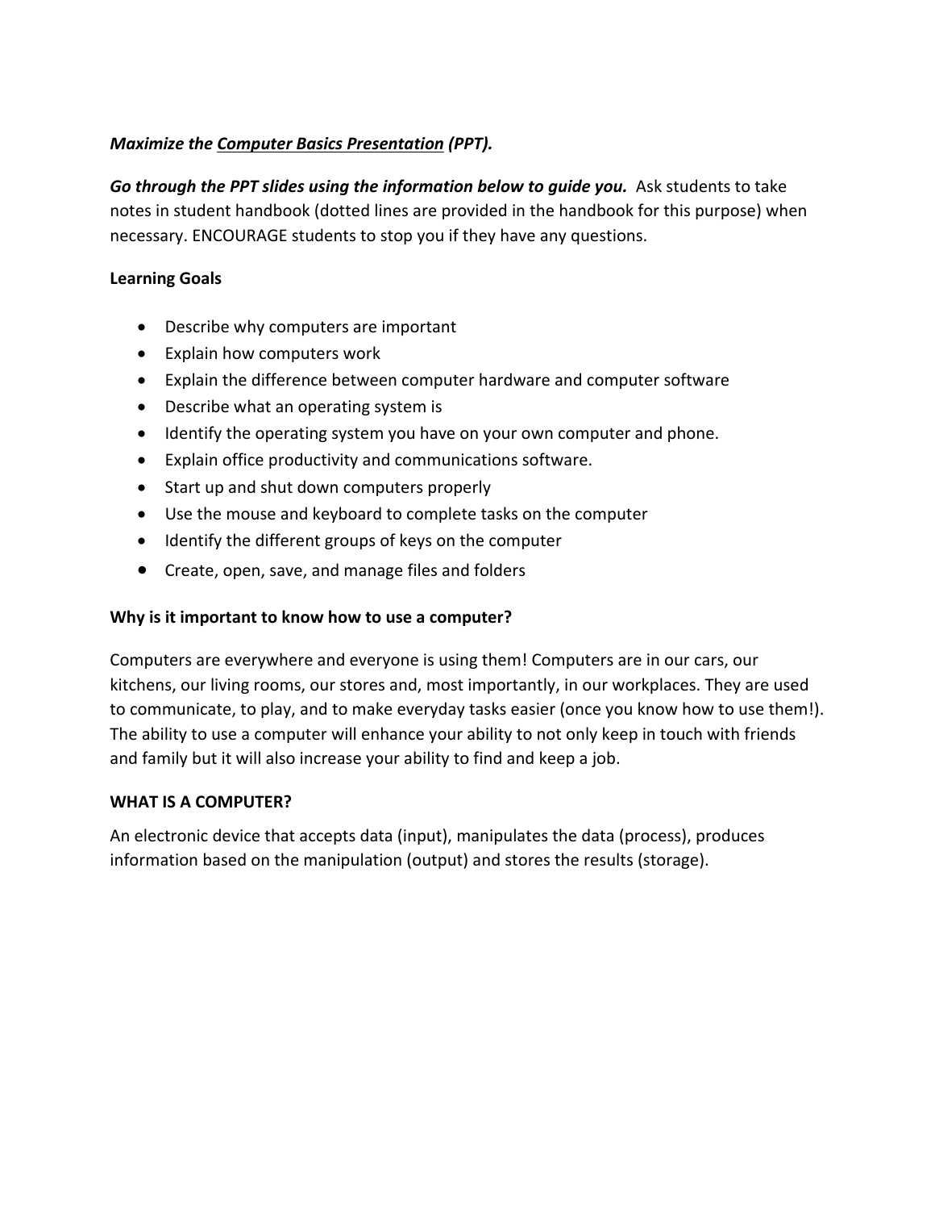***Maximize the <u>Computer Basics Presentation</u> (PPT).***

***Go through the PPT slides using the information below to guide you.*** Ask students to take notes in student handbook (dotted lines are provided in the handbook for this purpose) when necessary. ENCOURAGE students to stop you if they have any questions.

**Learning Goals**

- Describe why computers are important
- Explain how computers work
- Explain the difference between computer hardware and computer software
- Describe what an operating system is
- Identify the operating system you have on your own computer and phone.
- Explain office productivity and communications software.
- Start up and shut down computers properly
- Use the mouse and keyboard to complete tasks on the computer
- Identify the different groups of keys on the computer
- Create, open, save, and manage files and folders

**Why is it important to know how to use a computer?**

Computers are everywhere and everyone is using them! Computers are in our cars, our kitchens, our living rooms, our stores and, most importantly, in our workplaces. They are used to communicate, to play, and to make everyday tasks easier (once you know how to use them!). The ability to use a computer will enhance your ability to not only keep in touch with friends and family but it will also increase your ability to find and keep a job.

**WHAT IS A COMPUTER?**

An electronic device that accepts data (input), manipulates the data (process), produces information based on the manipulation (output) and stores the results (storage).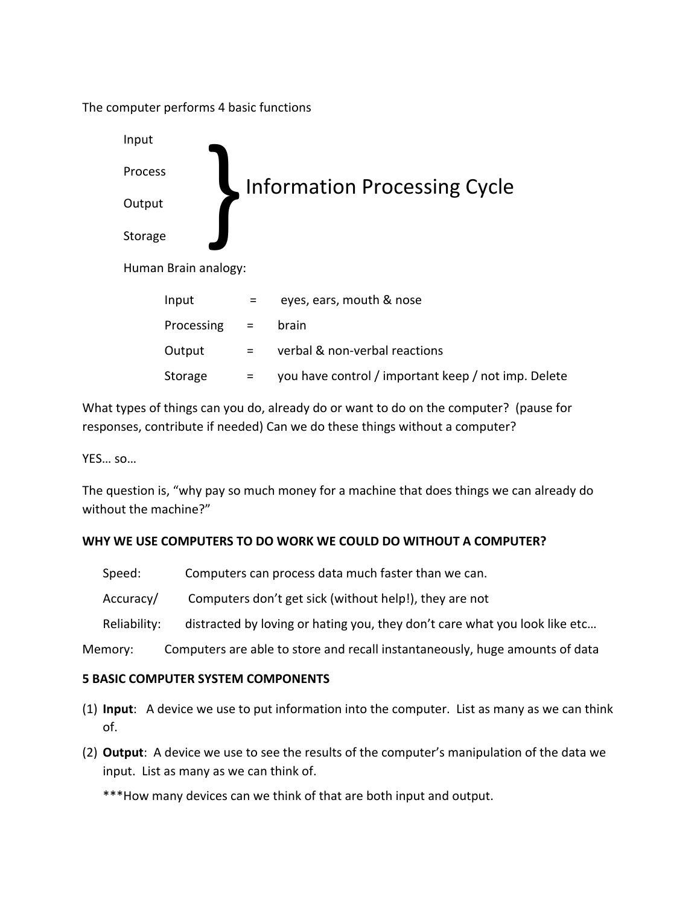The computer performs 4 basic functions

- Input
- Process
- Output
- Storage

} Information Processing Cycle

Human Brain analogy:

| | | |
|---|---|---|
| Input | = | eyes, ears, mouth & nose |
| Processing | = | brain |
| Output | = | verbal & non-verbal reactions |
| Storage | = | you have control / important keep / not imp. Delete |

What types of things can you do, already do or want to do on the computer? (pause for responses, contribute if needed) Can we do these things without a computer?

YES… so…

The question is, "why pay so much money for a machine that does things we can already do without the machine?"

**WHY WE USE COMPUTERS TO DO WORK WE COULD DO WITHOUT A COMPUTER?**

| | |
|---|---|
| Speed: | Computers can process data much faster than we can. |
| Accuracy/ Reliability: | Computers don't get sick (without help!), they are not distracted by loving or hating you, they don't care what you look like etc… |
| Memory: | Computers are able to store and recall instantaneously, huge amounts of data |

**5 BASIC COMPUTER SYSTEM COMPONENTS**

(1) **Input**: A device we use to put information into the computer. List as many as we can think of.

(2) **Output**: A device we use to see the results of the computer's manipulation of the data we input. List as many as we can think of.

***How many devices can we think of that are both input and output.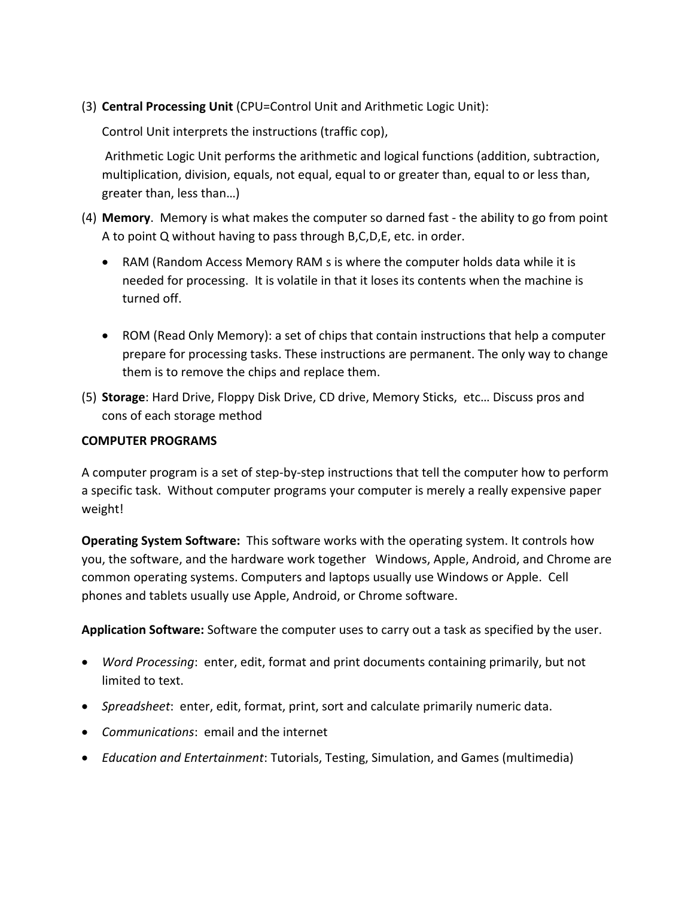(3) **Central Processing Unit** (CPU=Control Unit and Arithmetic Logic Unit):

Control Unit interprets the instructions (traffic cop),

Arithmetic Logic Unit performs the arithmetic and logical functions (addition, subtraction, multiplication, division, equals, not equal, equal to or greater than, equal to or less than, greater than, less than…)

(4) **Memory**. Memory is what makes the computer so darned fast - the ability to go from point A to point Q without having to pass through B,C,D,E, etc. in order.

- RAM (Random Access Memory RAM s is where the computer holds data while it is needed for processing. It is volatile in that it loses its contents when the machine is turned off.

- ROM (Read Only Memory): a set of chips that contain instructions that help a computer prepare for processing tasks. These instructions are permanent. The only way to change them is to remove the chips and replace them.

(5) **Storage**: Hard Drive, Floppy Disk Drive, CD drive, Memory Sticks, etc… Discuss pros and cons of each storage method

**COMPUTER PROGRAMS**

A computer program is a set of step-by-step instructions that tell the computer how to perform a specific task. Without computer programs your computer is merely a really expensive paper weight!

**Operating System Software:** This software works with the operating system. It controls how you, the software, and the hardware work together Windows, Apple, Android, and Chrome are common operating systems. Computers and laptops usually use Windows or Apple. Cell phones and tablets usually use Apple, Android, or Chrome software.

**Application Software:** Software the computer uses to carry out a task as specified by the user.

- *Word Processing*: enter, edit, format and print documents containing primarily, but not limited to text.
- *Spreadsheet*: enter, edit, format, print, sort and calculate primarily numeric data.
- *Communications*: email and the internet
- *Education and Entertainment*: Tutorials, Testing, Simulation, and Games (multimedia)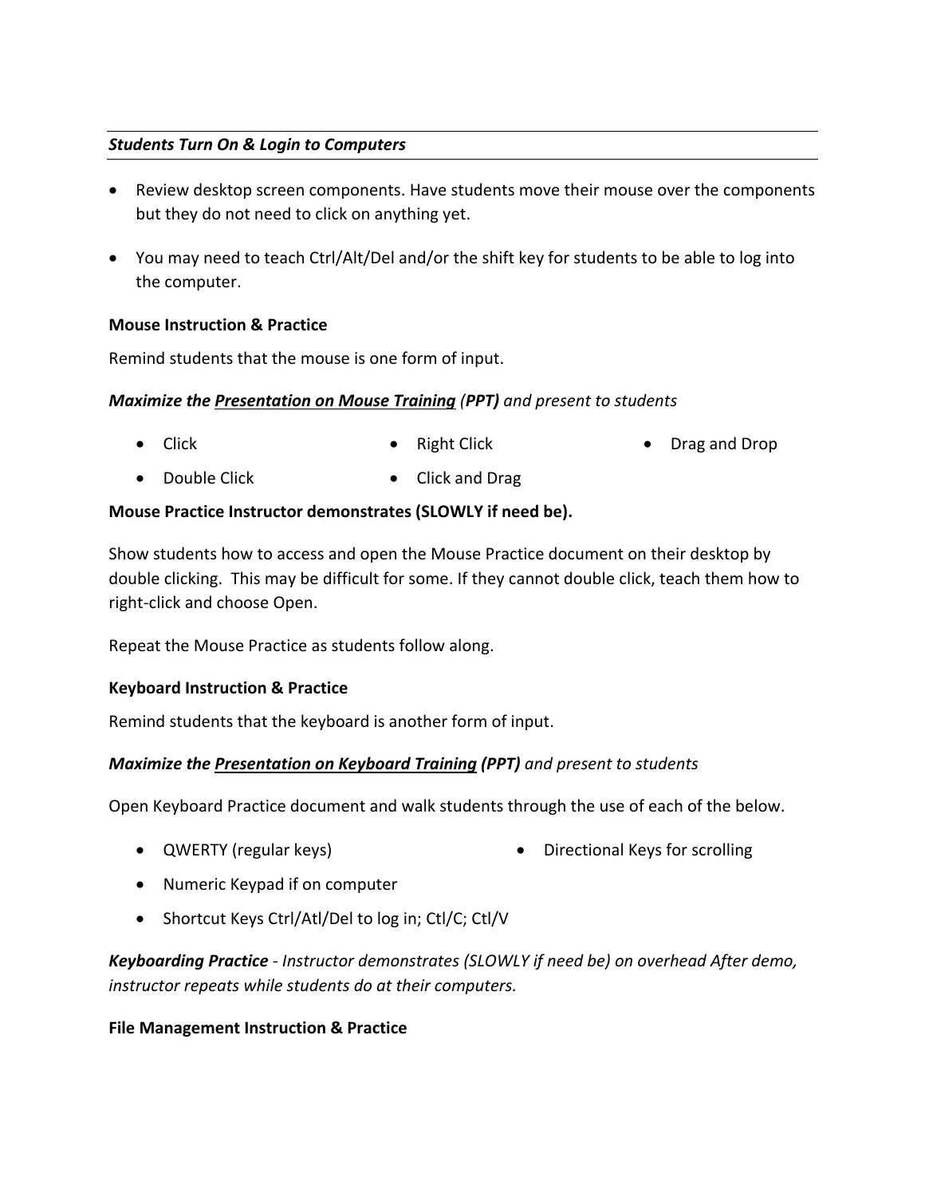***Students Turn On & Login to Computers***

- Review desktop screen components. Have students move their mouse over the components but they do not need to click on anything yet.
- You may need to teach Ctrl/Alt/Del and/or the shift key for students to be able to log into the computer.

**Mouse Instruction & Practice**

Remind students that the mouse is one form of input.

***Maximize the <u>Presentation on Mouse Training</u> (PPT)*** *and present to students*

- Click
- Double Click
- Right Click
- Click and Drag
- Drag and Drop

**Mouse Practice Instructor demonstrates (SLOWLY if need be).**

Show students how to access and open the Mouse Practice document on their desktop by double clicking. This may be difficult for some. If they cannot double click, teach them how to right-click and choose Open.

Repeat the Mouse Practice as students follow along.

**Keyboard Instruction & Practice**

Remind students that the keyboard is another form of input.

***Maximize the <u>Presentation on Keyboard Training</u> (PPT)*** *and present to students*

Open Keyboard Practice document and walk students through the use of each of the below.

- QWERTY (regular keys)
- Directional Keys for scrolling
- Numeric Keypad if on computer
- Shortcut Keys Ctrl/Atl/Del to log in; Ctl/C; Ctl/V

***Keyboarding Practice*** *- Instructor demonstrates (SLOWLY if need be) on overhead After demo, instructor repeats while students do at their computers.*

**File Management Instruction & Practice**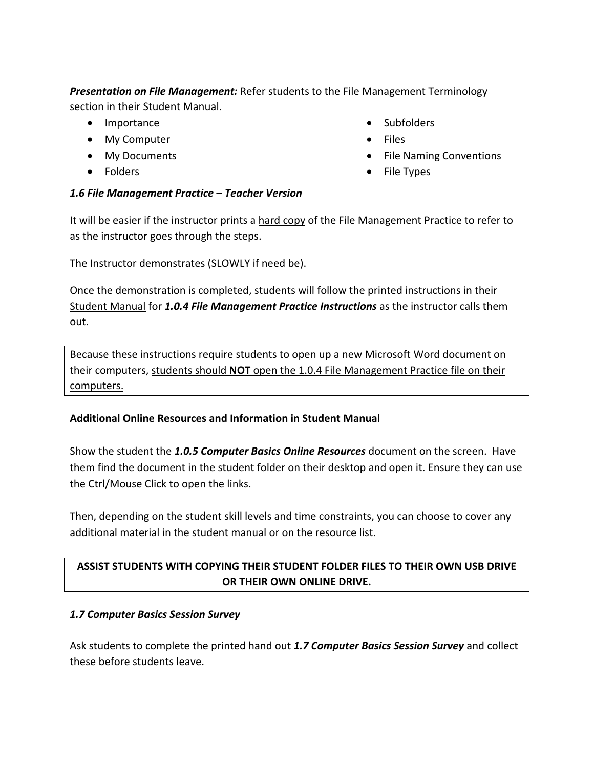***Presentation on File Management:*** Refer students to the File Management Terminology section in their Student Manual.

- Importance
- My Computer
- My Documents
- Folders
- Subfolders
- Files
- File Naming Conventions
- File Types

***1.6 File Management Practice – Teacher Version***

It will be easier if the instructor prints a <u>hard copy</u> of the File Management Practice to refer to as the instructor goes through the steps.

The Instructor demonstrates (SLOWLY if need be).

Once the demonstration is completed, students will follow the printed instructions in their <u>Student Manual</u> for ***1.0.4 File Management Practice Instructions*** as the instructor calls them out.

> Because these instructions require students to open up a new Microsoft Word document on their computers, <u>students should **NOT** open the 1.0.4 File Management Practice file on their computers.</u>

**Additional Online Resources and Information in Student Manual**

Show the student the ***1.0.5 Computer Basics Online Resources*** document on the screen. Have them find the document in the student folder on their desktop and open it. Ensure they can use the Ctrl/Mouse Click to open the links.

Then, depending on the student skill levels and time constraints, you can choose to cover any additional material in the student manual or on the resource list.

> **ASSIST STUDENTS WITH COPYING THEIR STUDENT FOLDER FILES TO THEIR OWN USB DRIVE OR THEIR OWN ONLINE DRIVE.**

***1.7 Computer Basics Session Survey***

Ask students to complete the printed hand out ***1.7 Computer Basics Session Survey*** and collect these before students leave.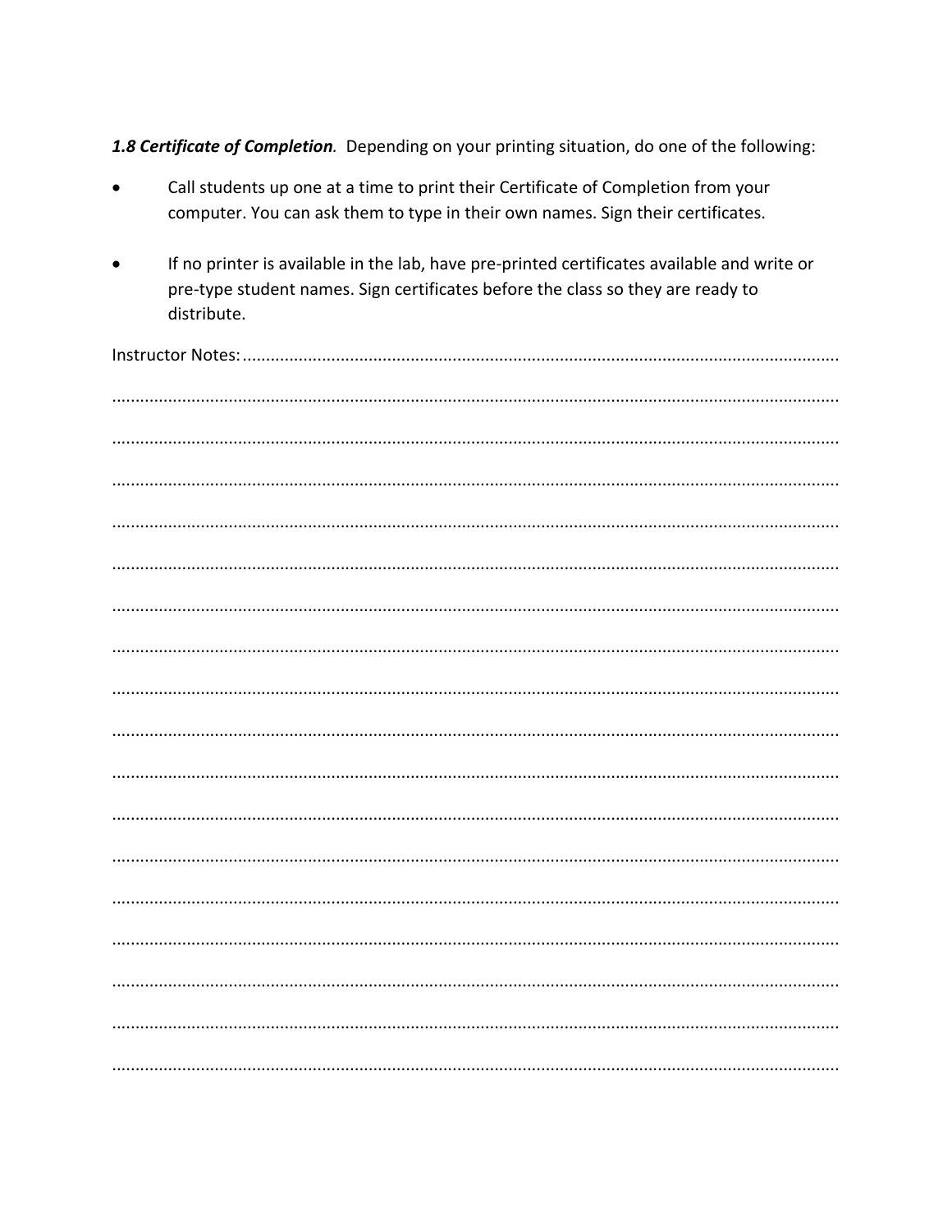***1.8 Certificate of Completion.*** Depending on your printing situation, do one of the following:

- Call students up one at a time to print their Certificate of Completion from your computer. You can ask them to type in their own names. Sign their certificates.
- If no printer is available in the lab, have pre-printed certificates available and write or pre-type student names. Sign certificates before the class so they are ready to distribute.

Instructor Notes: ...........................................................................................................................

..........................................................................................................................................

..........................................................................................................................................

..........................................................................................................................................

..........................................................................................................................................

..........................................................................................................................................

..........................................................................................................................................

..........................................................................................................................................

..........................................................................................................................................

..........................................................................................................................................

..........................................................................................................................................

..........................................................................................................................................

..........................................................................................................................................

..........................................................................................................................................

..........................................................................................................................................

..........................................................................................................................................

..........................................................................................................................................